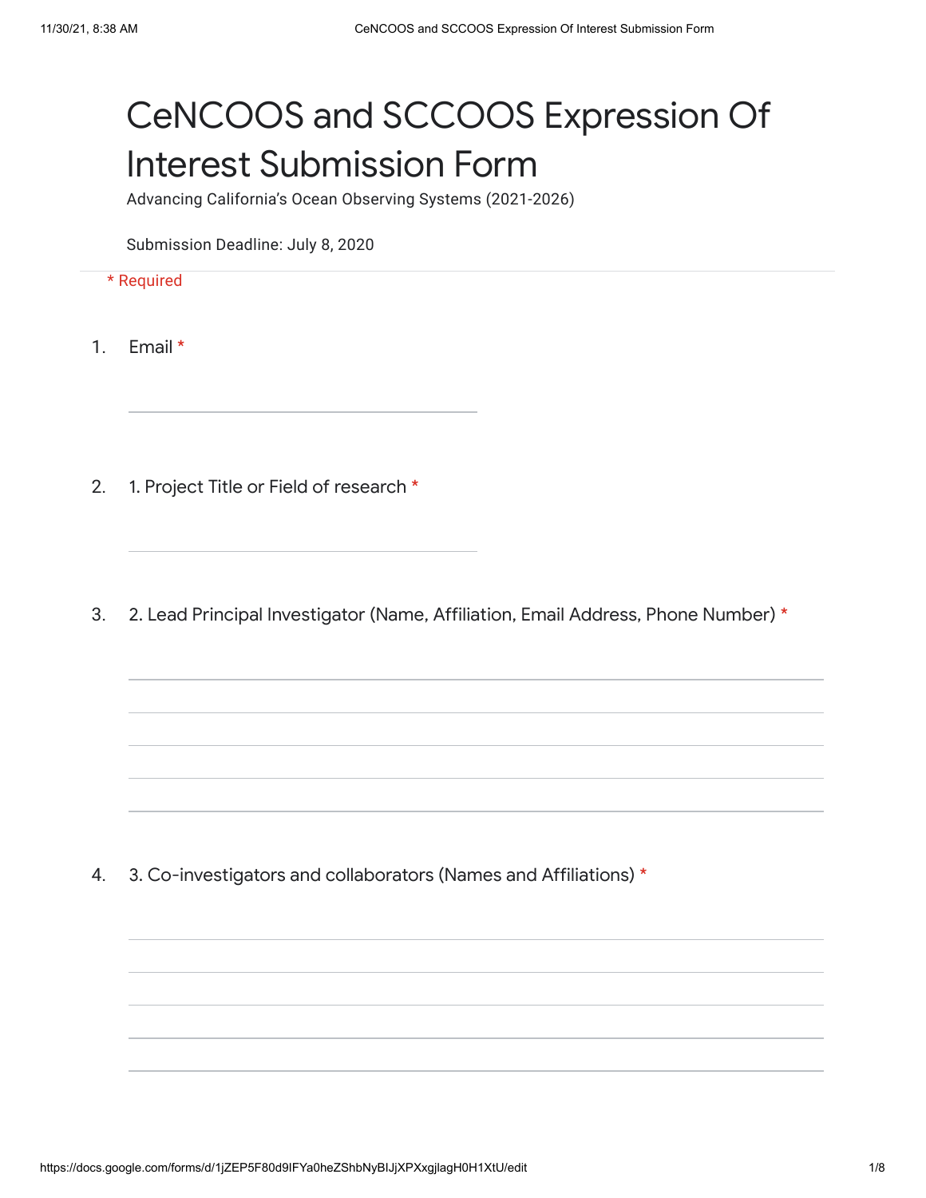# CeNCOOS and SCCOOS Expression Of Interest Submission Form

Advancing California's Ocean Observing Systems (2021-2026)

Submission Deadline: July 8, 2020

* Required

1. Email *

2. 1. Project Title or Field of research *

3. 2. Lead Principal Investigator (Name, Affiliation, Email Address, Phone Number) *

4. 3. Co-investigators and collaborators (Names and Affiliations) *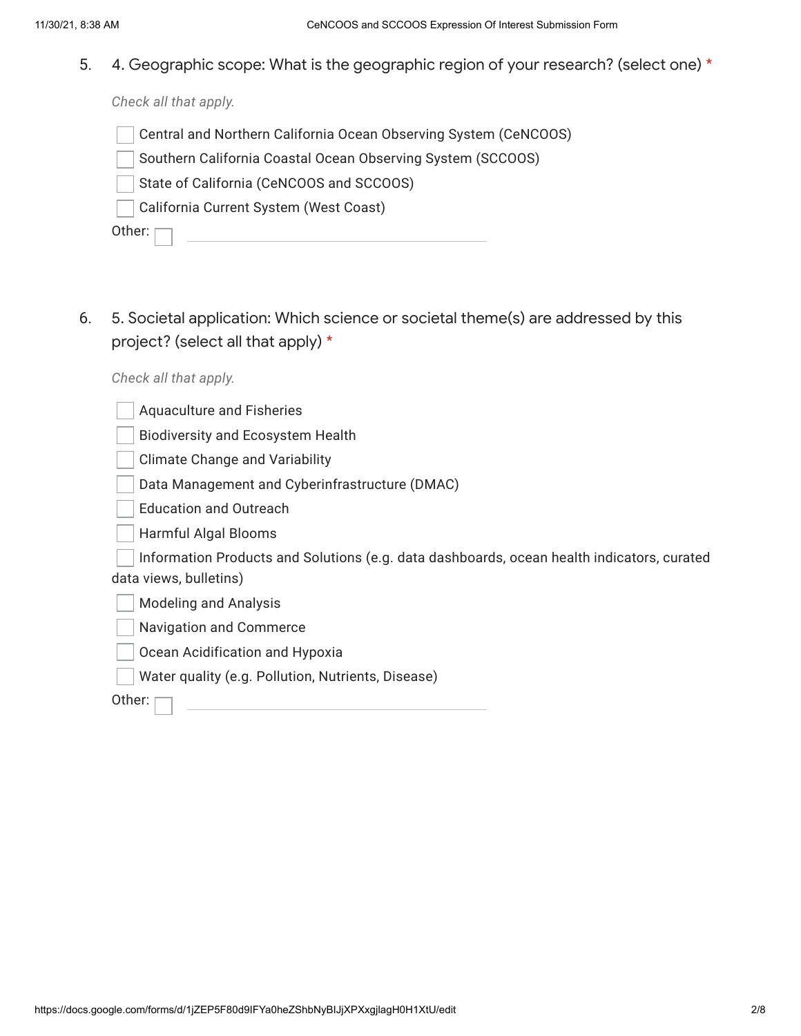5. 4. Geographic scope: What is the geographic region of your research? (select one) *

*Check all that apply.*

- [ ] Central and Northern California Ocean Observing System (CeNCOOS)
- [ ] Southern California Coastal Ocean Observing System (SCCOOS)
- [ ] State of California (CeNCOOS and SCCOOS)
- [ ] California Current System (West Coast)
- [ ] Other: ______________________

6. 5. Societal application: Which science or societal theme(s) are addressed by this project? (select all that apply) *

*Check all that apply.*

- [ ] Aquaculture and Fisheries
- [ ] Biodiversity and Ecosystem Health
- [ ] Climate Change and Variability
- [ ] Data Management and Cyberinfrastructure (DMAC)
- [ ] Education and Outreach
- [ ] Harmful Algal Blooms
- [ ] Information Products and Solutions (e.g. data dashboards, ocean health indicators, curated data views, bulletins)
- [ ] Modeling and Analysis
- [ ] Navigation and Commerce
- [ ] Ocean Acidification and Hypoxia
- [ ] Water quality (e.g. Pollution, Nutrients, Disease)
- [ ] Other: ______________________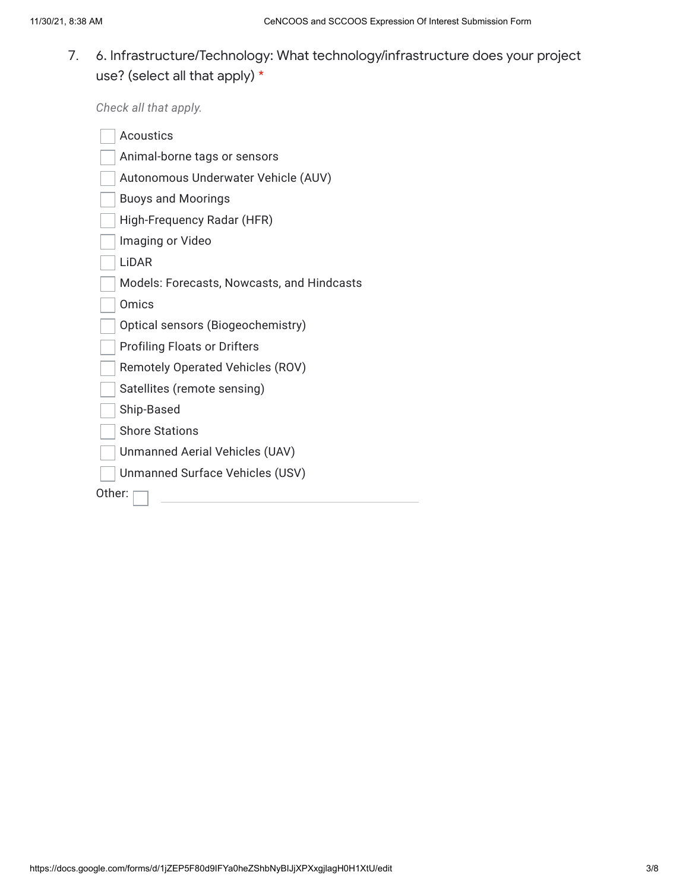7. 6. Infrastructure/Technology: What technology/infrastructure does your project use? (select all that apply) *

*Check all that apply.*

- [ ] Acoustics
- [ ] Animal-borne tags or sensors
- [ ] Autonomous Underwater Vehicle (AUV)
- [ ] Buoys and Moorings
- [ ] High-Frequency Radar (HFR)
- [ ] Imaging or Video
- [ ] LiDAR
- [ ] Models: Forecasts, Nowcasts, and Hindcasts
- [ ] Omics
- [ ] Optical sensors (Biogeochemistry)
- [ ] Profiling Floats or Drifters
- [ ] Remotely Operated Vehicles (ROV)
- [ ] Satellites (remote sensing)
- [ ] Ship-Based
- [ ] Shore Stations
- [ ] Unmanned Aerial Vehicles (UAV)
- [ ] Unmanned Surface Vehicles (USV)

Other: [ ] ______________________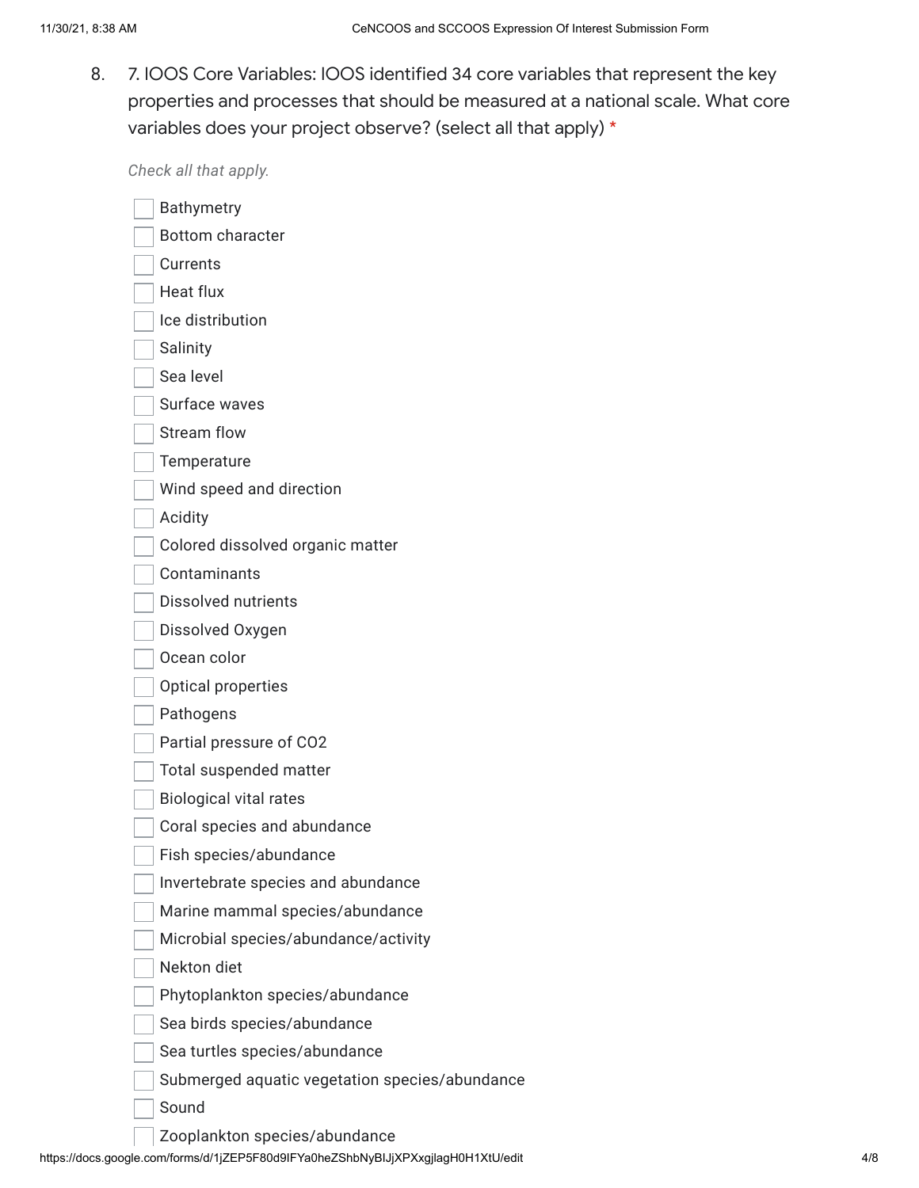8. 7. IOOS Core Variables: IOOS identified 34 core variables that represent the key properties and processes that should be measured at a national scale. What core variables does your project observe? (select all that apply) *

*Check all that apply.*

- [ ] Bathymetry
- [ ] Bottom character
- [ ] Currents
- [ ] Heat flux
- [ ] Ice distribution
- [ ] Salinity
- [ ] Sea level
- [ ] Surface waves
- [ ] Stream flow
- [ ] Temperature
- [ ] Wind speed and direction
- [ ] Acidity
- [ ] Colored dissolved organic matter
- [ ] Contaminants
- [ ] Dissolved nutrients
- [ ] Dissolved Oxygen
- [ ] Ocean color
- [ ] Optical properties
- [ ] Pathogens
- [ ] Partial pressure of CO2
- [ ] Total suspended matter
- [ ] Biological vital rates
- [ ] Coral species and abundance
- [ ] Fish species/abundance
- [ ] Invertebrate species and abundance
- [ ] Marine mammal species/abundance
- [ ] Microbial species/abundance/activity
- [ ] Nekton diet
- [ ] Phytoplankton species/abundance
- [ ] Sea birds species/abundance
- [ ] Sea turtles species/abundance
- [ ] Submerged aquatic vegetation species/abundance
- [ ] Sound
- [ ] Zooplankton species/abundance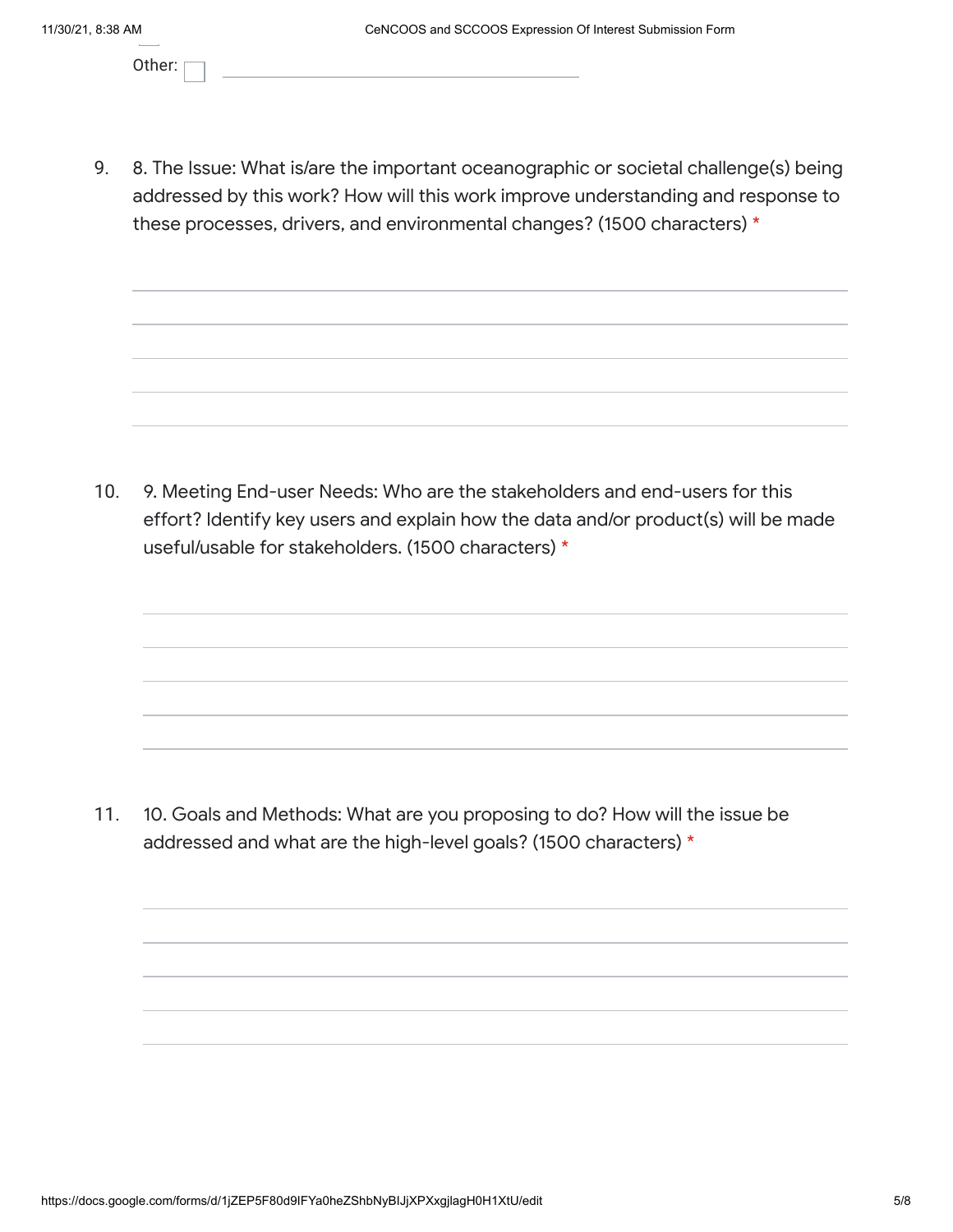Other: ☐ ______________________

9. 8. The Issue: What is/are the important oceanographic or societal challenge(s) being addressed by this work? How will this work improve understanding and response to these processes, drivers, and environmental changes? (1500 characters) *

10. 9. Meeting End-user Needs: Who are the stakeholders and end-users for this effort? Identify key users and explain how the data and/or product(s) will be made useful/usable for stakeholders. (1500 characters) *

11. 10. Goals and Methods: What are you proposing to do? How will the issue be addressed and what are the high-level goals? (1500 characters) *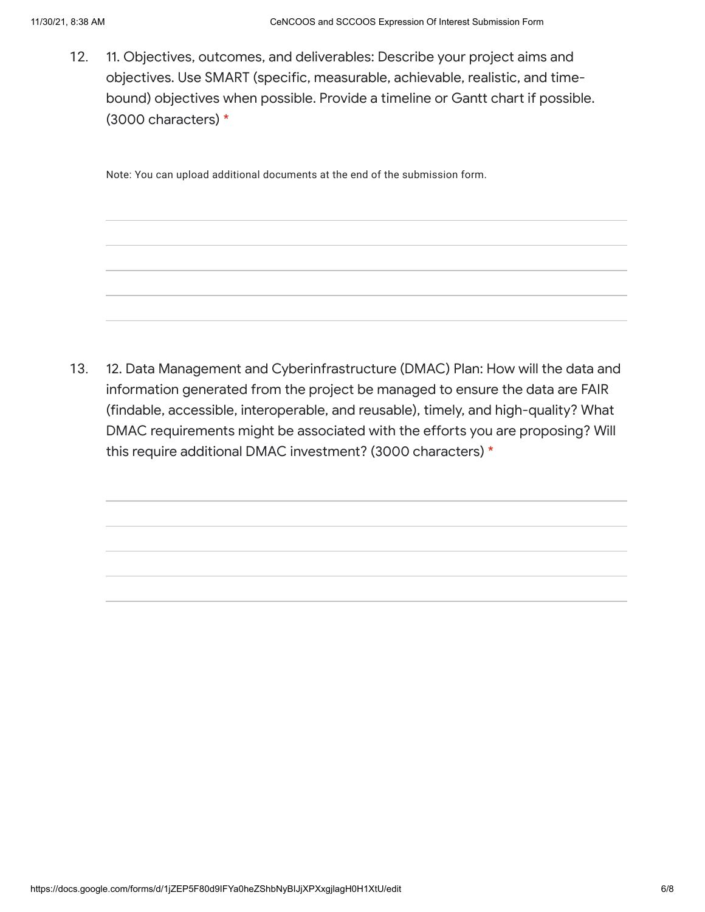12. 11. Objectives, outcomes, and deliverables: Describe your project aims and objectives. Use SMART (specific, measurable, achievable, realistic, and time-bound) objectives when possible. Provide a timeline or Gantt chart if possible. (3000 characters) *

Note: You can upload additional documents at the end of the submission form.

13. 12. Data Management and Cyberinfrastructure (DMAC) Plan: How will the data and information generated from the project be managed to ensure the data are FAIR (findable, accessible, interoperable, and reusable), timely, and high-quality? What DMAC requirements might be associated with the efforts you are proposing? Will this require additional DMAC investment? (3000 characters) *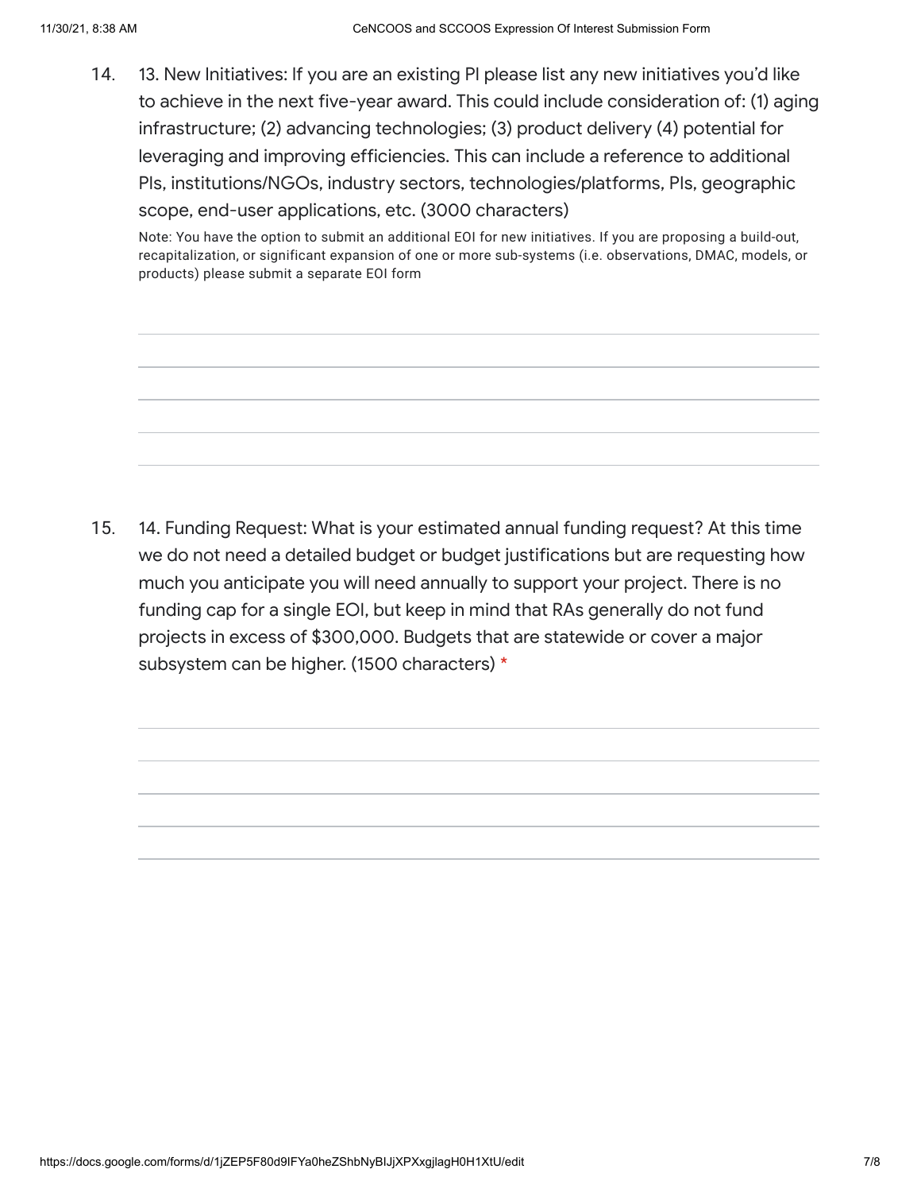14. 13. New Initiatives: If you are an existing PI please list any new initiatives you'd like to achieve in the next five-year award. This could include consideration of: (1) aging infrastructure; (2) advancing technologies; (3) product delivery (4) potential for leveraging and improving efficiencies. This can include a reference to additional PIs, institutions/NGOs, industry sectors, technologies/platforms, PIs, geographic scope, end-user applications, etc. (3000 characters)

    Note: You have the option to submit an additional EOI for new initiatives. If you are proposing a build-out, recapitalization, or significant expansion of one or more sub-systems (i.e. observations, DMAC, models, or products) please submit a separate EOI form

15. 14. Funding Request: What is your estimated annual funding request? At this time we do not need a detailed budget or budget justifications but are requesting how much you anticipate you will need annually to support your project. There is no funding cap for a single EOI, but keep in mind that RAs generally do not fund projects in excess of $300,000. Budgets that are statewide or cover a major subsystem can be higher. (1500 characters) *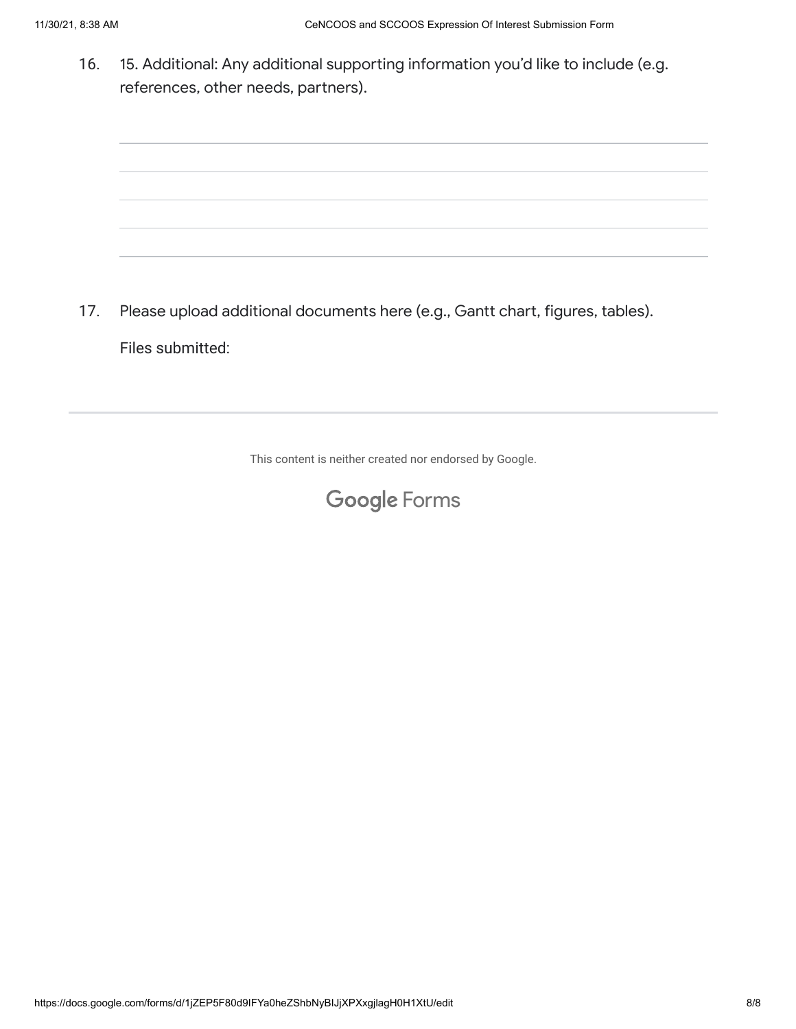16. 15. Additional: Any additional supporting information you'd like to include (e.g. references, other needs, partners).

17. Please upload additional documents here (e.g., Gantt chart, figures, tables).

    Files submitted:

This content is neither created nor endorsed by Google.

Google Forms